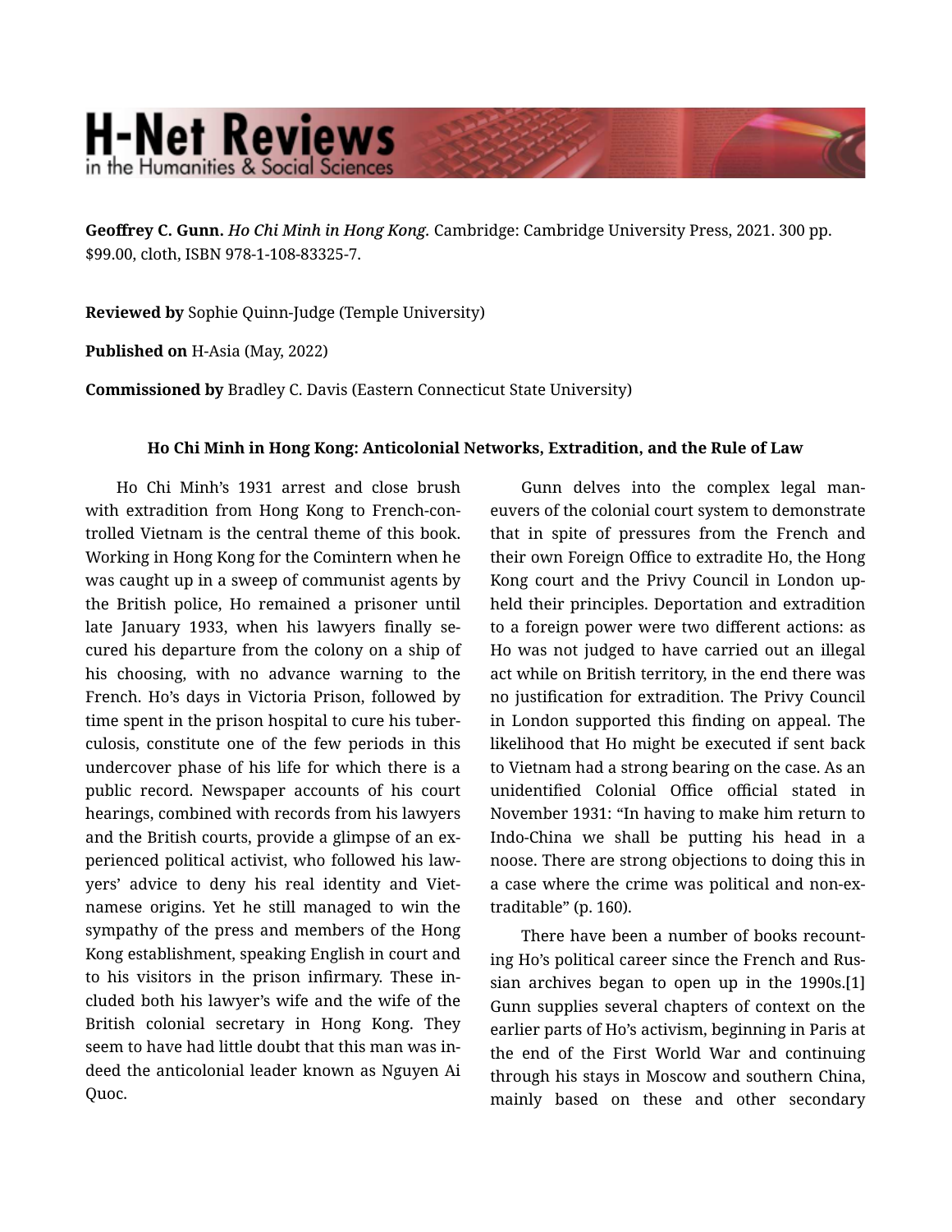**Geoffrey C. Gunn.** *Ho Chi Minh in Hong Kong.* Cambridge: Cambridge University Press, 2021. 300 pp. $99.00, cloth, ISBN 978-1-108-83325-7.

**Reviewed by** Sophie Quinn-Judge (Temple University)

**Published on** H-Asia (May, 2022)

**Commissioned by** Bradley C. Davis (Eastern Connecticut State University)

### Ho Chi Minh in Hong Kong: Anticolonial Networks, Extradition, and the Rule of Law

Ho Chi Minh's 1931 arrest and close brush with extradition from Hong Kong to French-controlled Vietnam is the central theme of this book. Working in Hong Kong for the Comintern when he was caught up in a sweep of communist agents by the British police, Ho remained a prisoner until late January 1933, when his lawyers finally secured his departure from the colony on a ship of his choosing, with no advance warning to the French. Ho's days in Victoria Prison, followed by time spent in the prison hospital to cure his tuberculosis, constitute one of the few periods in this undercover phase of his life for which there is a public record. Newspaper accounts of his court hearings, combined with records from his lawyers and the British courts, provide a glimpse of an experienced political activist, who followed his lawyers' advice to deny his real identity and Vietnamese origins. Yet he still managed to win the sympathy of the press and members of the Hong Kong establishment, speaking English in court and to his visitors in the prison infirmary. These included both his lawyer's wife and the wife of the British colonial secretary in Hong Kong. They seem to have had little doubt that this man was indeed the anticolonial leader known as Nguyen Ai Quoc.

Gunn delves into the complex legal maneuvers of the colonial court system to demonstrate that in spite of pressures from the French and their own Foreign Office to extradite Ho, the Hong Kong court and the Privy Council in London upheld their principles. Deportation and extradition to a foreign power were two different actions: as Ho was not judged to have carried out an illegal act while on British territory, in the end there was no justification for extradition. The Privy Council in London supported this finding on appeal. The likelihood that Ho might be executed if sent back to Vietnam had a strong bearing on the case. As an unidentified Colonial Office official stated in November 1931: "In having to make him return to Indo-China we shall be putting his head in a noose. There are strong objections to doing this in a case where the crime was political and non-extraditable" (p. 160).

There have been a number of books recounting Ho's political career since the French and Russian archives began to open up in the 1990s.[1] Gunn supplies several chapters of context on the earlier parts of Ho's activism, beginning in Paris at the end of the First World War and continuing through his stays in Moscow and southern China, mainly based on these and other secondary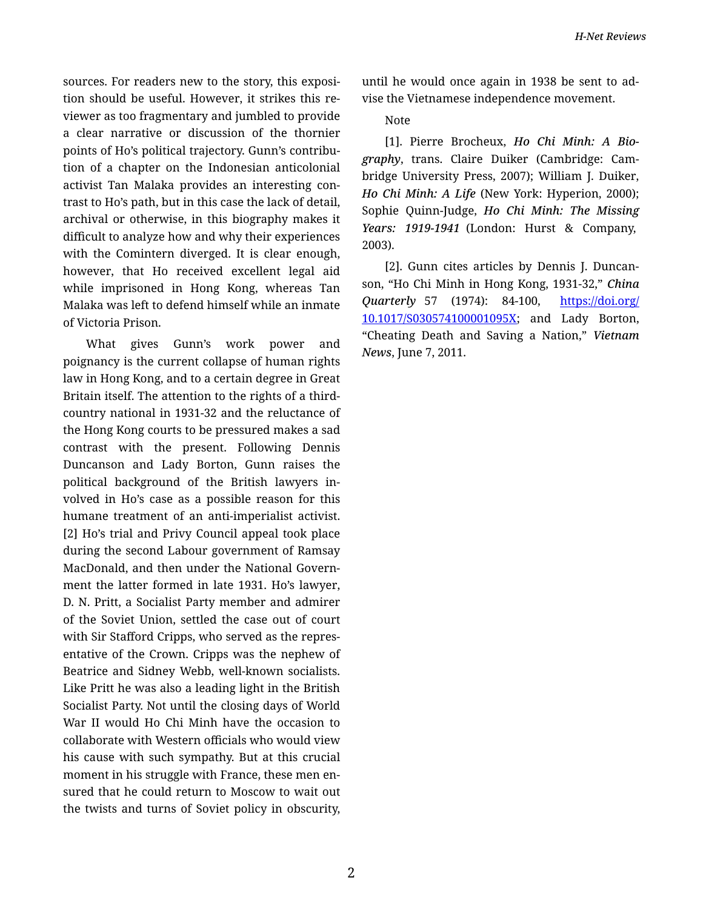sources. For readers new to the story, this exposition should be useful. However, it strikes this reviewer as too fragmentary and jumbled to provide a clear narrative or discussion of the thornier points of Ho's political trajectory. Gunn's contribution of a chapter on the Indonesian anticolonial activist Tan Malaka provides an interesting contrast to Ho's path, but in this case the lack of detail, archival or otherwise, in this biography makes it difficult to analyze how and why their experiences with the Comintern diverged. It is clear enough, however, that Ho received excellent legal aid while imprisoned in Hong Kong, whereas Tan Malaka was left to defend himself while an inmate of Victoria Prison.

What gives Gunn's work power and poignancy is the current collapse of human rights law in Hong Kong, and to a certain degree in Great Britain itself. The attention to the rights of a third-country national in 1931-32 and the reluctance of the Hong Kong courts to be pressured makes a sad contrast with the present. Following Dennis Duncanson and Lady Borton, Gunn raises the political background of the British lawyers involved in Ho's case as a possible reason for this humane treatment of an anti-imperialist activist.[2] Ho's trial and Privy Council appeal took place during the second Labour government of Ramsay MacDonald, and then under the National Government the latter formed in late 1931. Ho's lawyer, D. N. Pritt, a Socialist Party member and admirer of the Soviet Union, settled the case out of court with Sir Stafford Cripps, who served as the representative of the Crown. Cripps was the nephew of Beatrice and Sidney Webb, well-known socialists. Like Pritt he was also a leading light in the British Socialist Party. Not until the closing days of World War II would Ho Chi Minh have the occasion to collaborate with Western officials who would view his cause with such sympathy. But at this crucial moment in his struggle with France, these men ensured that he could return to Moscow to wait out the twists and turns of Soviet policy in obscurity, until he would once again in 1938 be sent to advise the Vietnamese independence movement.

Note

[1]. Pierre Brocheux, ***Ho Chi Minh: A Biography***, trans. Claire Duiker (Cambridge: Cambridge University Press, 2007); William J. Duiker, ***Ho Chi Minh: A Life*** (New York: Hyperion, 2000); Sophie Quinn-Judge, ***Ho Chi Minh: The Missing Years: 1919-1941*** (London: Hurst & Company, 2003).

[2]. Gunn cites articles by Dennis J. Duncanson, "Ho Chi Minh in Hong Kong, 1931-32," ***China Quarterly*** 57 (1974): 84-100, https://doi.org/10.1017/S030574100001095X; and Lady Borton, "Cheating Death and Saving a Nation," ***Vietnam News***, June 7, 2011.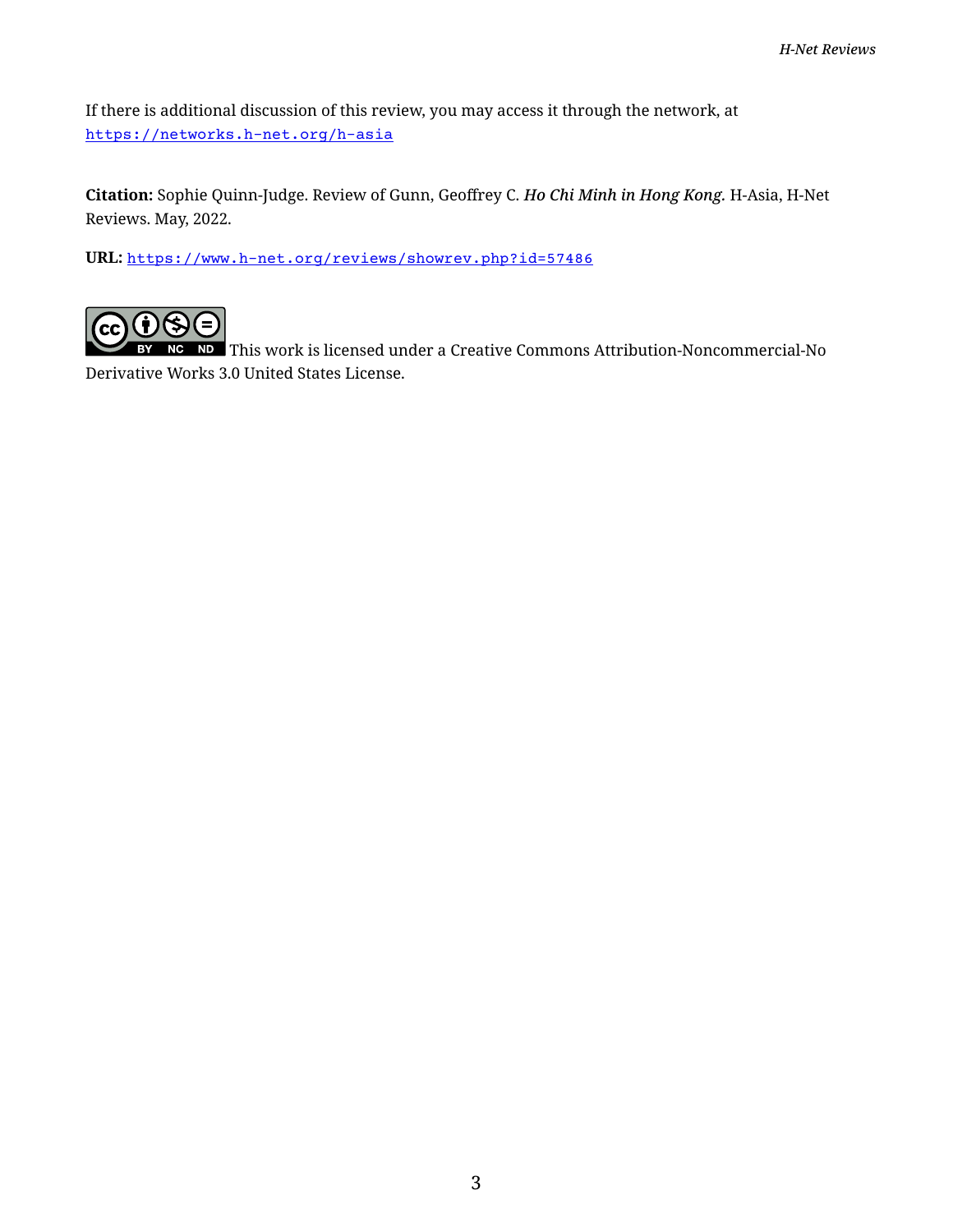If there is additional discussion of this review, you may access it through the network, at https://networks.h-net.org/h-asia

**Citation:** Sophie Quinn-Judge. Review of Gunn, Geoffrey C. ***Ho Chi Minh in Hong Kong***. H-Asia, H-Net Reviews. May, 2022.

**URL:** https://www.h-net.org/reviews/showrev.php?id=57486

This work is licensed under a Creative Commons Attribution-Noncommercial-No Derivative Works 3.0 United States License.